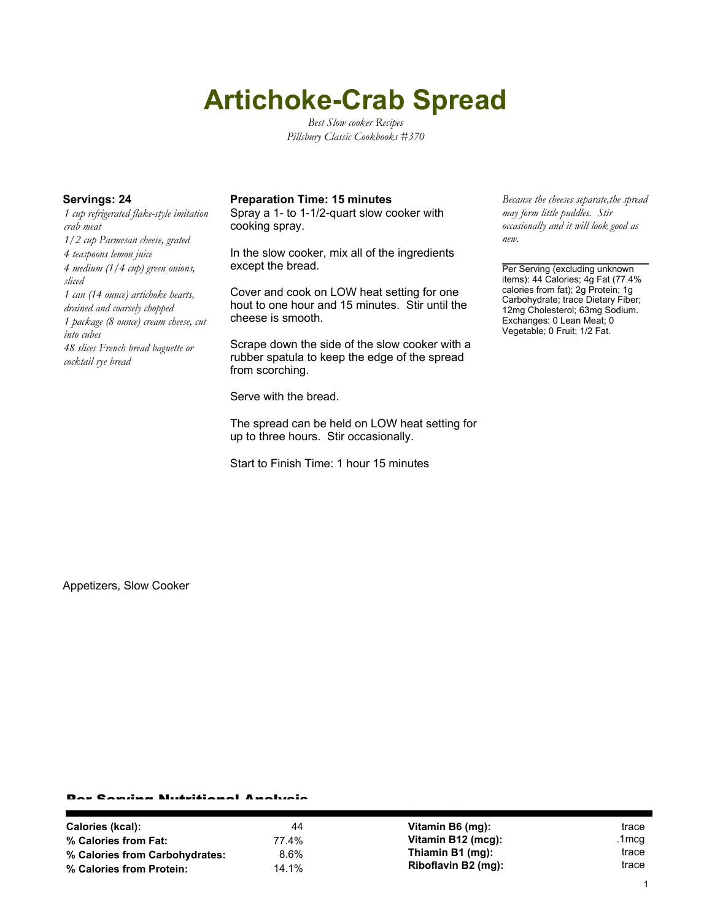# Artichoke-Crab Spread

*Best Slow cooker Recipes*
*Pillsbury Classic Cookbooks #370*

**Servings: 24**

*1 cup refrigerated flake-style imitation crab meat*
*1/2 cup Parmesan cheese, grated*
*4 teaspoons lemon juice*
*4 medium (1/4 cup) green onions, sliced*
*1 can (14 ounce) artichoke hearts, drained and coarsely chopped*
*1 package (8 ounce) cream cheese, cut into cubes*
*48 slices French bread baguette or cocktail rye bread*

**Preparation Time: 15 minutes**

Spray a 1- to 1-1/2-quart slow cooker with cooking spray.

In the slow cooker, mix all of the ingredients except the bread.

Cover and cook on LOW heat setting for one hout to one hour and 15 minutes. Stir until the cheese is smooth.

Scrape down the side of the slow cooker with a rubber spatula to keep the edge of the spread from scorching.

Serve with the bread.

The spread can be held on LOW heat setting for up to three hours. Stir occasionally.

Start to Finish Time: 1 hour 15 minutes

*Because the cheeses separate,the spread may form little puddles. Stir occasionally and it will look good as new.*

Per Serving (excluding unknown items): 44 Calories; 4g Fat (77.4% calories from fat); 2g Protein; 1g Carbohydrate; trace Dietary Fiber; 12mg Cholesterol; 63mg Sodium. Exchanges: 0 Lean Meat; 0 Vegetable; 0 Fruit; 1/2 Fat.

Appetizers, Slow Cooker

## Per Serving Nutritional Analysis

| | | | |
|---|---|---|---|
| **Calories (kcal):** | 44 | **Vitamin B6 (mg):** | trace |
| **% Calories from Fat:** | 77.4% | **Vitamin B12 (mcg):** | .1mcg |
| **% Calories from Carbohydrates:** | 8.6% | **Thiamin B1 (mg):** | trace |
| **% Calories from Protein:** | 14.1% | **Riboflavin B2 (mg):** | trace |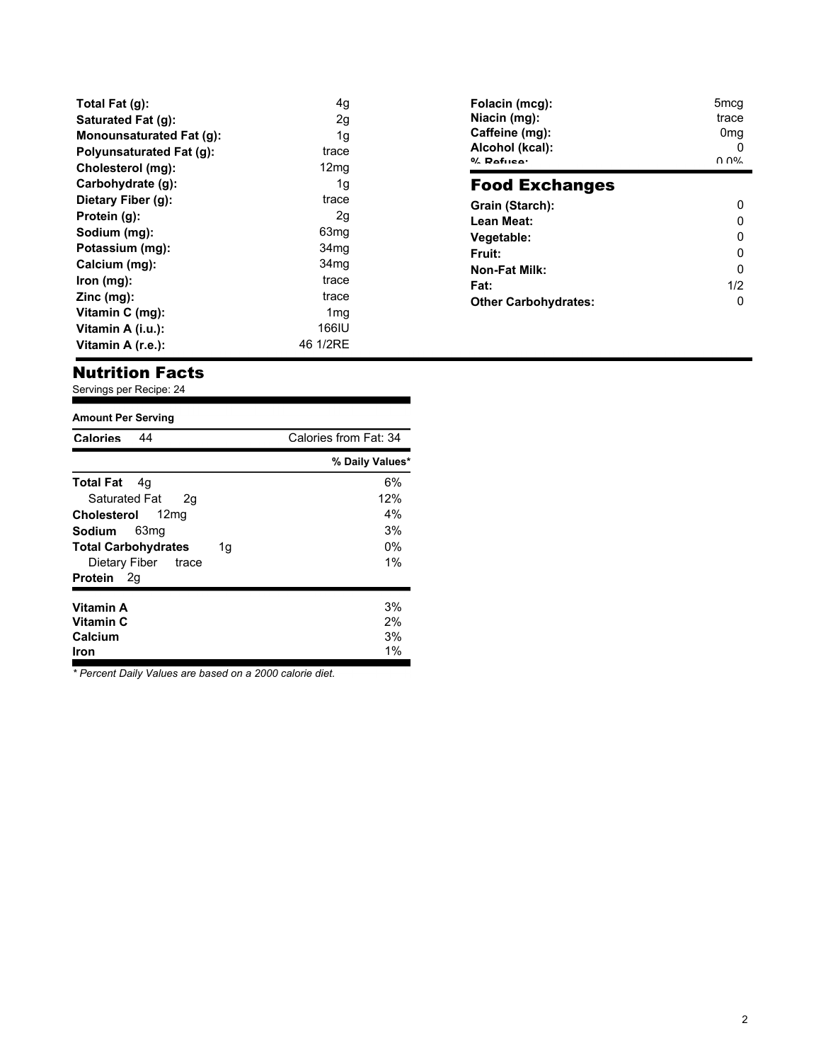| | |
|---|---|
| **Total Fat (g):** | 4g |
| **Saturated Fat (g):** | 2g |
| **Monounsaturated Fat (g):** | 1g |
| **Polyunsaturated Fat (g):** | trace |
| **Cholesterol (mg):** | 12mg |
| **Carbohydrate (g):** | 1g |
| **Dietary Fiber (g):** | trace |
| **Protein (g):** | 2g |
| **Sodium (mg):** | 63mg |
| **Potassium (mg):** | 34mg |
| **Calcium (mg):** | 34mg |
| **Iron (mg):** | trace |
| **Zinc (mg):** | trace |
| **Vitamin C (mg):** | 1mg |
| **Vitamin A (i.u.):** | 166IU |
| **Vitamin A (r.e.):** | 46 1/2RE |

| | |
|---|---|
| **Folacin (mcg):** | 5mcg |
| **Niacin (mg):** | trace |
| **Caffeine (mg):** | 0mg |
| **Alcohol (kcal):** | 0 |
| **% Refuse:** | 0.0% |

## Food Exchanges

| | |
|---|---|
| **Grain (Starch):** | 0 |
| **Lean Meat:** | 0 |
| **Vegetable:** | 0 |
| **Fruit:** | 0 |
| **Non-Fat Milk:** | 0 |
| **Fat:** | 1/2 |
| **Other Carbohydrates:** | 0 |

## Nutrition Facts

Servings per Recipe: 24

**Amount Per Serving**

| **Calories** 44 | Calories from Fat: 34 |
|---|---|
| | **% Daily Values*** |
| **Total Fat** 4g | 6% |
| Saturated Fat 2g | 12% |
| **Cholesterol** 12mg | 4% |
| **Sodium** 63mg | 3% |
| **Total Carbohydrates** 1g | 0% |
| Dietary Fiber trace | 1% |
| **Protein** 2g | |
| **Vitamin A** | 3% |
| **Vitamin C** | 2% |
| **Calcium** | 3% |
| **Iron** | 1% |

*\* Percent Daily Values are based on a 2000 calorie diet.*